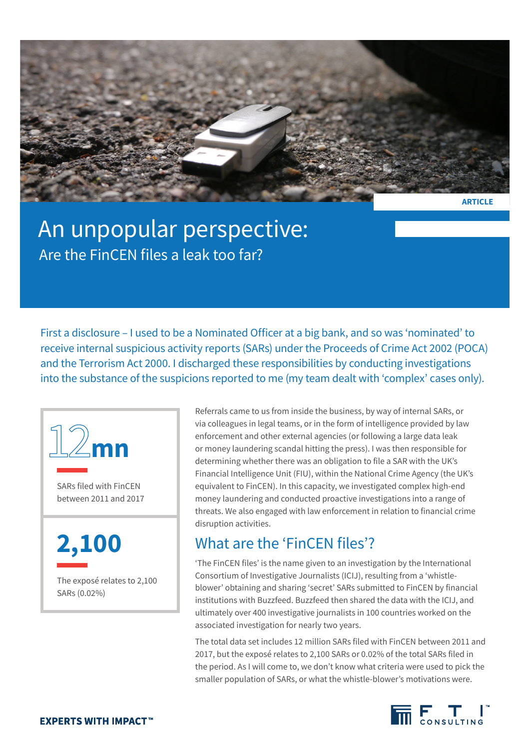ARTICLE

# An unpopular perspective:

## Are the FinCEN files a leak too far?

First a disclosure – I used to be a Nominated Officer at a big bank, and so was 'nominated' to receive internal suspicious activity reports (SARs) under the Proceeds of Crime Act 2002 (POCA) and the Terrorism Act 2000. I discharged these responsibilities by conducting investigations into the substance of the suspicions reported to me (my team dealt with 'complex' cases only).

**12mn**

SARs filed with FinCEN between 2011 and 2017

**2,100**

The exposé relates to 2,100 SARs (0.02%)

Referrals came to us from inside the business, by way of internal SARs, or via colleagues in legal teams, or in the form of intelligence provided by law enforcement and other external agencies (or following a large data leak or money laundering scandal hitting the press). I was then responsible for determining whether there was an obligation to file a SAR with the UK's Financial Intelligence Unit (FIU), within the National Crime Agency (the UK's equivalent to FinCEN). In this capacity, we investigated complex high-end money laundering and conducted proactive investigations into a range of threats. We also engaged with law enforcement in relation to financial crime disruption activities.

## What are the 'FinCEN files'?

'The FinCEN files' is the name given to an investigation by the International Consortium of Investigative Journalists (ICIJ), resulting from a 'whistle-blower' obtaining and sharing 'secret' SARs submitted to FinCEN by financial institutions with Buzzfeed. Buzzfeed then shared the data with the ICIJ, and ultimately over 400 investigative journalists in 100 countries worked on the associated investigation for nearly two years.

The total data set includes 12 million SARs filed with FinCEN between 2011 and 2017, but the exposé relates to 2,100 SARs or 0.02% of the total SARs filed in the period. As I will come to, we don't know what criteria were used to pick the smaller population of SARs, or what the whistle-blower's motivations were.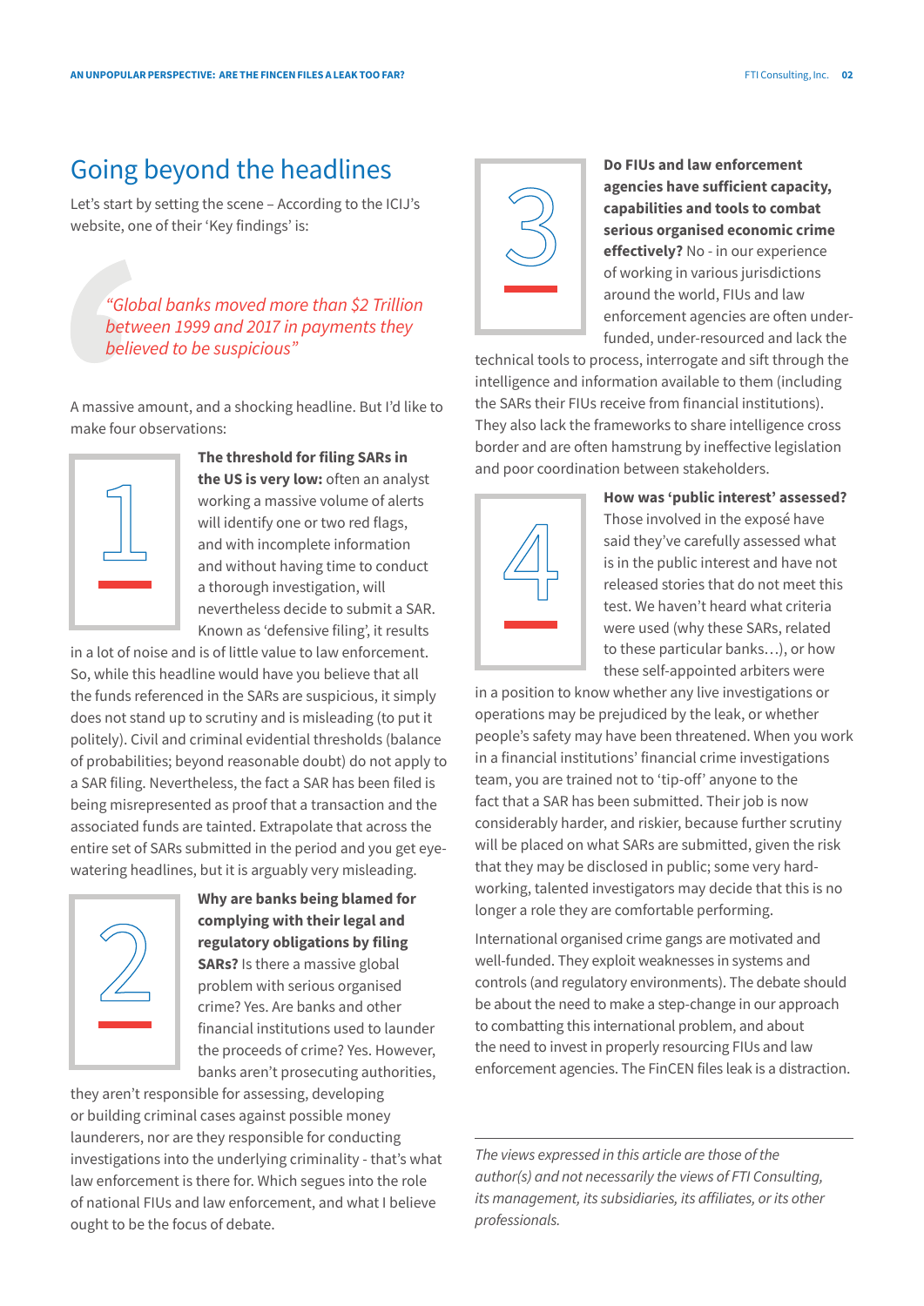## Going beyond the headlines

Let's start by setting the scene – According to the ICIJ's website, one of their 'Key findings' is:

> *"Global banks moved more than $2 Trillion between 1999 and 2017 in payments they believed to be suspicious"*

A massive amount, and a shocking headline. But I'd like to make four observations:

**1**

**The threshold for filing SARs in the US is very low:** often an analyst working a massive volume of alerts will identify one or two red flags, and with incomplete information and without having time to conduct a thorough investigation, will nevertheless decide to submit a SAR. Known as 'defensive filing', it results in a lot of noise and is of little value to law enforcement. So, while this headline would have you believe that all the funds referenced in the SARs are suspicious, it simply does not stand up to scrutiny and is misleading (to put it politely). Civil and criminal evidential thresholds (balance of probabilities; beyond reasonable doubt) do not apply to a SAR filing. Nevertheless, the fact a SAR has been filed is being misrepresented as proof that a transaction and the associated funds are tainted. Extrapolate that across the entire set of SARs submitted in the period and you get eye-watering headlines, but it is arguably very misleading.

**2**

**Why are banks being blamed for complying with their legal and regulatory obligations by filing SARs?** Is there a massive global problem with serious organised crime? Yes. Are banks and other financial institutions used to launder the proceeds of crime? Yes. However, banks aren't prosecuting authorities, they aren't responsible for assessing, developing or building criminal cases against possible money launderers, nor are they responsible for conducting investigations into the underlying criminality - that's what law enforcement is there for. Which segues into the role of national FIUs and law enforcement, and what I believe ought to be the focus of debate.

**3**

**Do FIUs and law enforcement agencies have sufficient capacity, capabilities and tools to combat serious organised economic crime effectively?** No - in our experience of working in various jurisdictions around the world, FIUs and law enforcement agencies are often under-funded, under-resourced and lack the technical tools to process, interrogate and sift through the intelligence and information available to them (including the SARs their FIUs receive from financial institutions). They also lack the frameworks to share intelligence cross border and are often hamstrung by ineffective legislation and poor coordination between stakeholders.

**4**

**How was 'public interest' assessed?** Those involved in the exposé have said they've carefully assessed what is in the public interest and have not released stories that do not meet this test. We haven't heard what criteria were used (why these SARs, related to these particular banks…), or how these self-appointed arbiters were in a position to know whether any live investigations or operations may be prejudiced by the leak, or whether people's safety may have been threatened. When you work in a financial institutions' financial crime investigations team, you are trained not to 'tip-off' anyone to the fact that a SAR has been submitted. Their job is now considerably harder, and riskier, because further scrutiny will be placed on what SARs are submitted, given the risk that they may be disclosed in public; some very hard-working, talented investigators may decide that this is no longer a role they are comfortable performing.

International organised crime gangs are motivated and well-funded. They exploit weaknesses in systems and controls (and regulatory environments). The debate should be about the need to make a step-change in our approach to combatting this international problem, and about the need to invest in properly resourcing FIUs and law enforcement agencies. The FinCEN files leak is a distraction.

---

*The views expressed in this article are those of the author(s) and not necessarily the views of FTI Consulting, its management, its subsidiaries, its affiliates, or its other professionals.*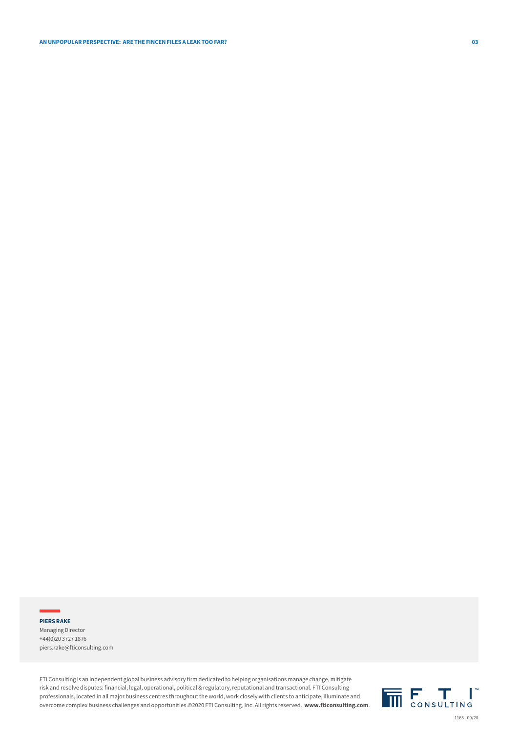**PIERS RAKE**
Managing Director
+44(0)20 3727 1876
piers.rake@fticonsulting.com

FTI Consulting is an independent global business advisory firm dedicated to helping organisations manage change, mitigate risk and resolve disputes: financial, legal, operational, political & regulatory, reputational and transactional. FTI Consulting professionals, located in all major business centres throughout the world, work closely with clients to anticipate, illuminate and overcome complex business challenges and opportunities.©2020 FTI Consulting, Inc. All rights reserved. **www.fticonsulting.com**.

1165 - 09/20